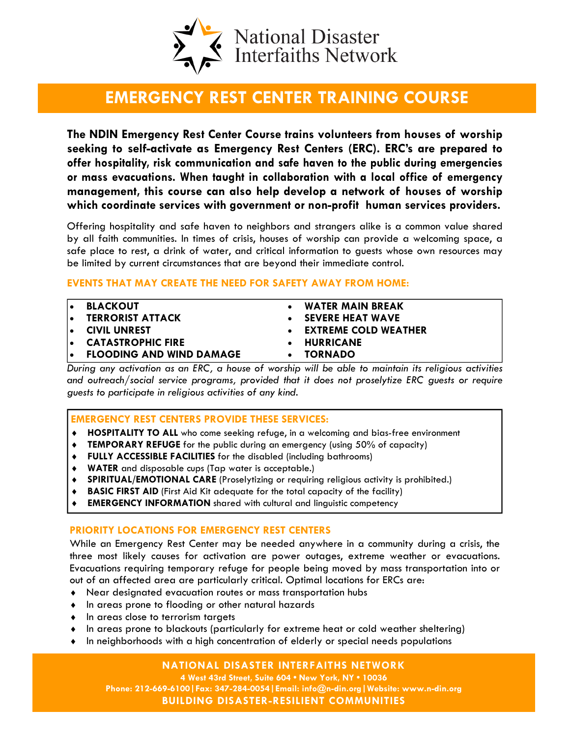National Disaster Interfaiths Network

# EMERGENCY REST CENTER TRAINING COURSE

**The NDIN Emergency Rest Center Course trains volunteers from houses of worship seeking to self-activate as Emergency Rest Centers (ERC). ERC's are prepared to offer hospitality, risk communication and safe haven to the public during emergencies or mass evacuations. When taught in collaboration with a local office of emergency management, this course can also help develop a network of houses of worship which coordinate services with government or non-profit human services providers.**

Offering hospitality and safe haven to neighbors and strangers alike is a common value shared by all faith communities. In times of crisis, houses of worship can provide a welcoming space, a safe place to rest, a drink of water, and critical information to guests whose own resources may be limited by current circumstances that are beyond their immediate control.

## EVENTS THAT MAY CREATE THE NEED FOR SAFETY AWAY FROM HOME:

- **BLACKOUT**
- **TERRORIST ATTACK**
- **CIVIL UNREST**
- **CATASTROPHIC FIRE**
- **FLOODING AND WIND DAMAGE**
- **WATER MAIN BREAK**
- **SEVERE HEAT WAVE**
- **EXTREME COLD WEATHER**
- **HURRICANE**
- **TORNADO**

*During any activation as an ERC, a house of worship will be able to maintain its religious activities and outreach/social service programs, provided that it does not proselytize ERC guests or require guests to participate in religious activities of any kind.*

## EMERGENCY REST CENTERS PROVIDE THESE SERVICES:

- **HOSPITALITY TO ALL** who come seeking refuge, in a welcoming and bias-free environment
- **TEMPORARY REFUGE** for the public during an emergency (using 50% of capacity)
- **FULLY ACCESSIBLE FACILITIES** for the disabled (including bathrooms)
- **WATER** and disposable cups (Tap water is acceptable.)
- **SPIRITUAL/EMOTIONAL CARE** (Proselytizing or requiring religious activity is prohibited.)
- **BASIC FIRST AID** (First Aid Kit adequate for the total capacity of the facility)
- **EMERGENCY INFORMATION** shared with cultural and linguistic competency

## PRIORITY LOCATIONS FOR EMERGENCY REST CENTERS

While an Emergency Rest Center may be needed anywhere in a community during a crisis, the three most likely causes for activation are power outages, extreme weather or evacuations. Evacuations requiring temporary refuge for people being moved by mass transportation into or out of an affected area are particularly critical. Optimal locations for ERCs are:

- Near designated evacuation routes or mass transportation hubs
- In areas prone to flooding or other natural hazards
- In areas close to terrorism targets
- In areas prone to blackouts (particularly for extreme heat or cold weather sheltering)
- In neighborhoods with a high concentration of elderly or special needs populations

**NATIONAL DISASTER INTERFAITHS NETWORK**

**4 West 43rd Street, Suite 604 • New York, NY • 10036**

**Phone: 212-669-6100 | Fax: 347-284-0054 | Email: info@n-din.org | Website: www.n-din.org**

**BUILDING DISASTER-RESILIENT COMMUNITIES**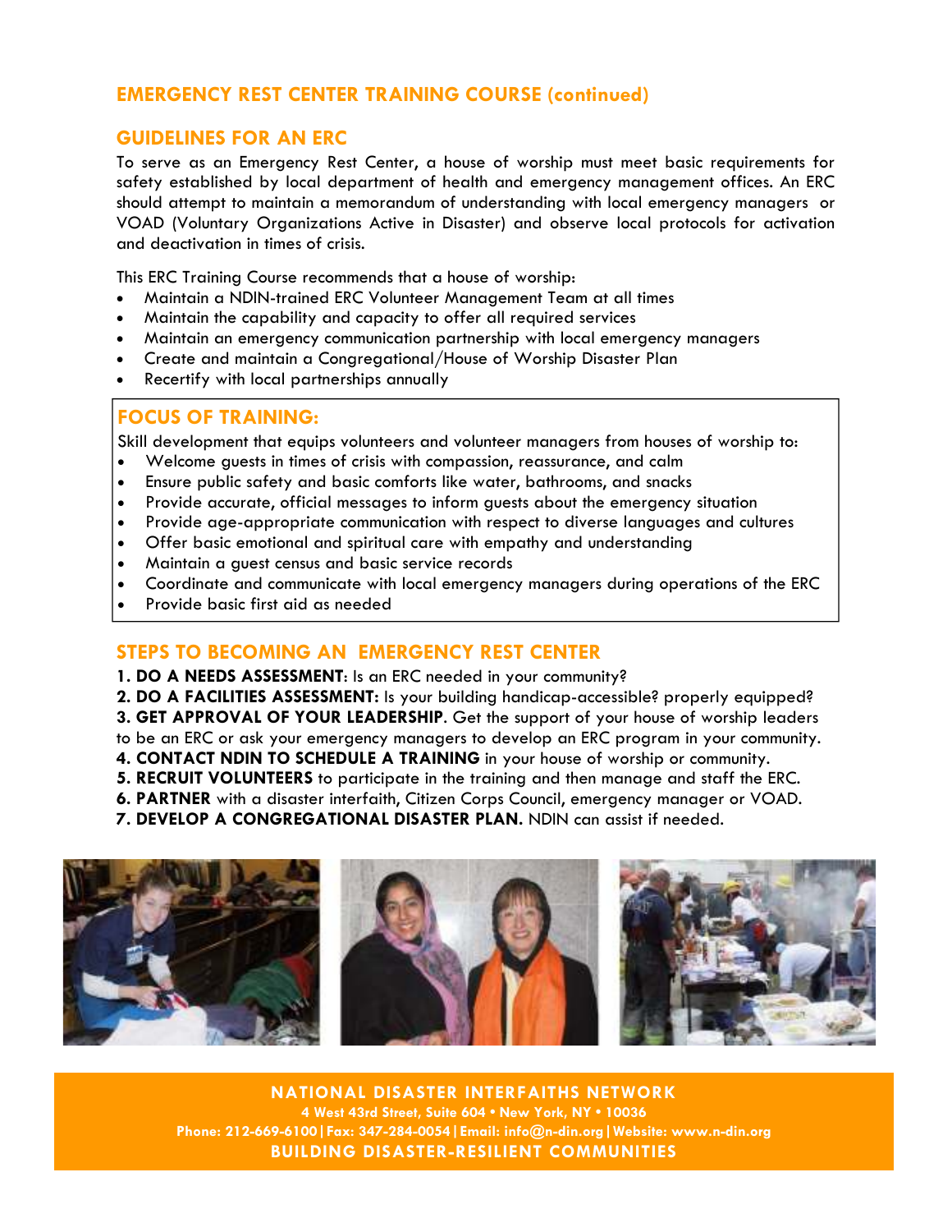## EMERGENCY REST CENTER TRAINING COURSE (continued)

### GUIDELINES FOR AN ERC

To serve as an Emergency Rest Center, a house of worship must meet basic requirements for safety established by local department of health and emergency management offices. An ERC should attempt to maintain a memorandum of understanding with local emergency managers or VOAD (Voluntary Organizations Active in Disaster) and observe local protocols for activation and deactivation in times of crisis.

This ERC Training Course recommends that a house of worship:

- Maintain a NDIN-trained ERC Volunteer Management Team at all times
- Maintain the capability and capacity to offer all required services
- Maintain an emergency communication partnership with local emergency managers
- Create and maintain a Congregational/House of Worship Disaster Plan
- Recertify with local partnerships annually

### FOCUS OF TRAINING:

Skill development that equips volunteers and volunteer managers from houses of worship to:

- Welcome guests in times of crisis with compassion, reassurance, and calm
- Ensure public safety and basic comforts like water, bathrooms, and snacks
- Provide accurate, official messages to inform guests about the emergency situation
- Provide age-appropriate communication with respect to diverse languages and cultures
- Offer basic emotional and spiritual care with empathy and understanding
- Maintain a guest census and basic service records
- Coordinate and communicate with local emergency managers during operations of the ERC
- Provide basic first aid as needed

### STEPS TO BECOMING AN EMERGENCY REST CENTER

**1. DO A NEEDS ASSESSMENT**: Is an ERC needed in your community?

**2. DO A FACILITIES ASSESSMENT:** Is your building handicap-accessible? properly equipped?

**3. GET APPROVAL OF YOUR LEADERSHIP**. Get the support of your house of worship leaders to be an ERC or ask your emergency managers to develop an ERC program in your community.

**4. CONTACT NDIN TO SCHEDULE A TRAINING** in your house of worship or community.

**5. RECRUIT VOLUNTEERS** to participate in the training and then manage and staff the ERC.

**6. PARTNER** with a disaster interfaith, Citizen Corps Council, emergency manager or VOAD.

**7. DEVELOP A CONGREGATIONAL DISASTER PLAN.** NDIN can assist if needed.

**NATIONAL DISASTER INTERFAITHS NETWORK**
**4 West 43rd Street, Suite 604 • New York, NY • 10036**
**Phone: 212-669-6100 | Fax: 347-284-0054 | Email: info@n-din.org | Website: www.n-din.org**
**BUILDING DISASTER-RESILIENT COMMUNITIES**